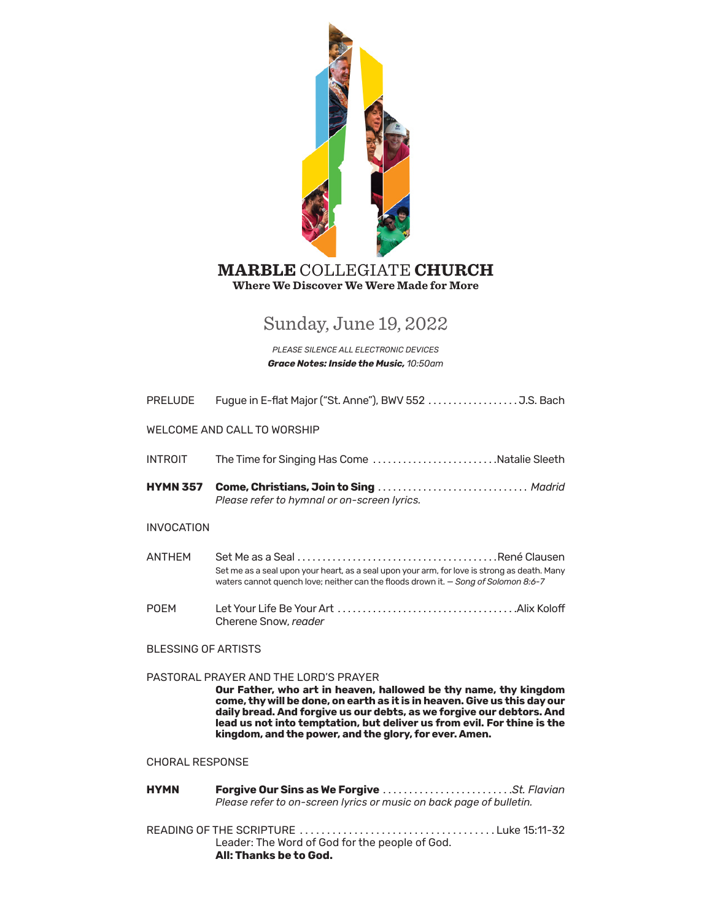# MARBLE COLLEGIATE CHURCH

**Where We Discover We Were Made for More**

## Sunday, June 19, 2022

*PLEASE SILENCE ALL ELECTRONIC DEVICES*

***Grace Notes: Inside the Music,*** *10:50am*

PRELUDE Fugue in E-flat Major ("St. Anne"), BWV 552 .................. J.S. Bach

WELCOME AND CALL TO WORSHIP

INTROIT The Time for Singing Has Come ......................... Natalie Sleeth

**HYMN 357** **Come, Christians, Join to Sing** ............................. *Madrid*
*Please refer to hymnal or on-screen lyrics.*

INVOCATION

ANTHEM Set Me as a Seal ....................................... René Clausen
Set me as a seal upon your heart, as a seal upon your arm, for love is strong as death. Many waters cannot quench love; neither can the floods drown it. — *Song of Solomon 8:6-7*

POEM Let Your Life Be Your Art .................................. Alix Koloff
Cherene Snow, *reader*

BLESSING OF ARTISTS

PASTORAL PRAYER AND THE LORD'S PRAYER
**Our Father, who art in heaven, hallowed be thy name, thy kingdom come, thy will be done, on earth as it is in heaven. Give us this day our daily bread. And forgive us our debts, as we forgive our debtors. And lead us not into temptation, but deliver us from evil. For thine is the kingdom, and the power, and the glory, for ever. Amen.**

CHORAL RESPONSE

**HYMN** **Forgive Our Sins as We Forgive** ......................... *St. Flavian*
*Please refer to on-screen lyrics or music on back page of bulletin.*

READING OF THE SCRIPTURE .................................... Luke 15:11-32
Leader: The Word of God for the people of God.
**All: Thanks be to God.**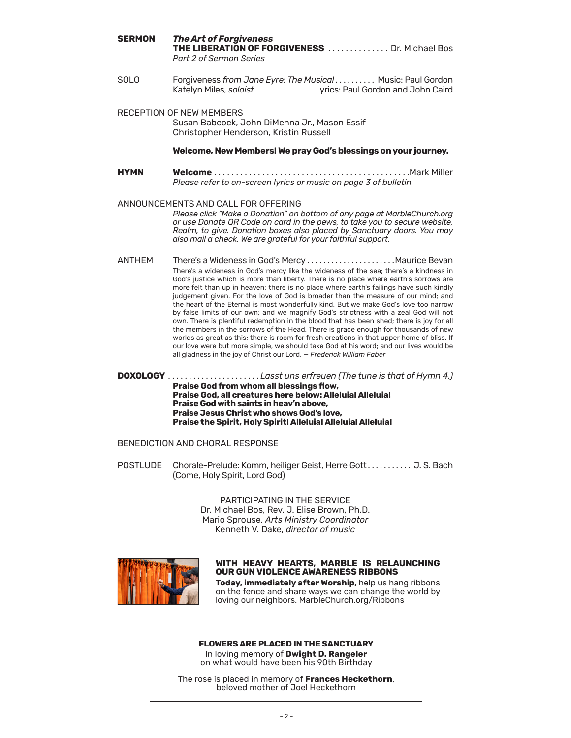**SERMON** ***The Art of Forgiveness***
**THE LIBERATION OF FORGIVENESS** .............. Dr. Michael Bos
*Part 2 of Sermon Series*

SOLO Forgiveness *from Jane Eyre: The Musical* .......... Music: Paul Gordon
Katelyn Miles, *soloist* Lyrics: Paul Gordon and John Caird

RECEPTION OF NEW MEMBERS
Susan Babcock, John DiMenna Jr., Mason Essif
Christopher Henderson, Kristin Russell

**Welcome, New Members! We pray God's blessings on your journey.**

**HYMN** **Welcome** ............................................. Mark Miller
*Please refer to on-screen lyrics or music on page 3 of bulletin.*

ANNOUNCEMENTS AND CALL FOR OFFERING
*Please click "Make a Donation" on bottom of any page at MarbleChurch.org or use Donate QR Code on card in the pews, to take you to secure website, Realm, to give. Donation boxes also placed by Sanctuary doors. You may also mail a check. We are grateful for your faithful support.*

ANTHEM There's a Wideness in God's Mercy ...................... Maurice Bevan
There's a wideness in God's mercy like the wideness of the sea; there's a kindness in God's justice which is more than liberty. There is no place where earth's sorrows are more felt than up in heaven; there is no place where earth's failings have such kindly judgement given. For the love of God is broader than the measure of our mind; and the heart of the Eternal is most wonderfully kind. But we make God's love too narrow by false limits of our own; and we magnify God's strictness with a zeal God will not own. There is plentiful redemption in the blood that has been shed; there is joy for all the members in the sorrows of the Head. There is grace enough for thousands of new worlds as great as this; there is room for fresh creations in that upper home of bliss. If our love were but more simple, we should take God at his word; and our lives would be all gladness in the joy of Christ our Lord. — *Frederick William Faber*

**DOXOLOGY** ...................... *Lasst uns erfreuen (The tune is that of Hymn 4.)*
**Praise God from whom all blessings flow,**
**Praise God, all creatures here below: Alleluia! Alleluia!**
**Praise God with saints in heav'n above,**
**Praise Jesus Christ who shows God's love,**
**Praise the Spirit, Holy Spirit! Alleluia! Alleluia! Alleluia!**

BENEDICTION AND CHORAL RESPONSE

POSTLUDE Chorale-Prelude: Komm, heiliger Geist, Herre Gott ........... J. S. Bach
(Come, Holy Spirit, Lord God)

PARTICIPATING IN THE SERVICE
Dr. Michael Bos, Rev. J. Elise Brown, Ph.D.
Mario Sprouse, *Arts Ministry Coordinator*
Kenneth V. Dake, *director of music*

**WITH HEAVY HEARTS, MARBLE IS RELAUNCHING OUR GUN VIOLENCE AWARENESS RIBBONS**
**Today, immediately after Worship,** help us hang ribbons on the fence and share ways we can change the world by loving our neighbors. MarbleChurch.org/Ribbons

**FLOWERS ARE PLACED IN THE SANCTUARY**
In loving memory of **Dwight D. Rangeler**
on what would have been his 90th Birthday

The rose is placed in memory of **Frances Heckethorn**,
beloved mother of Joel Heckethorn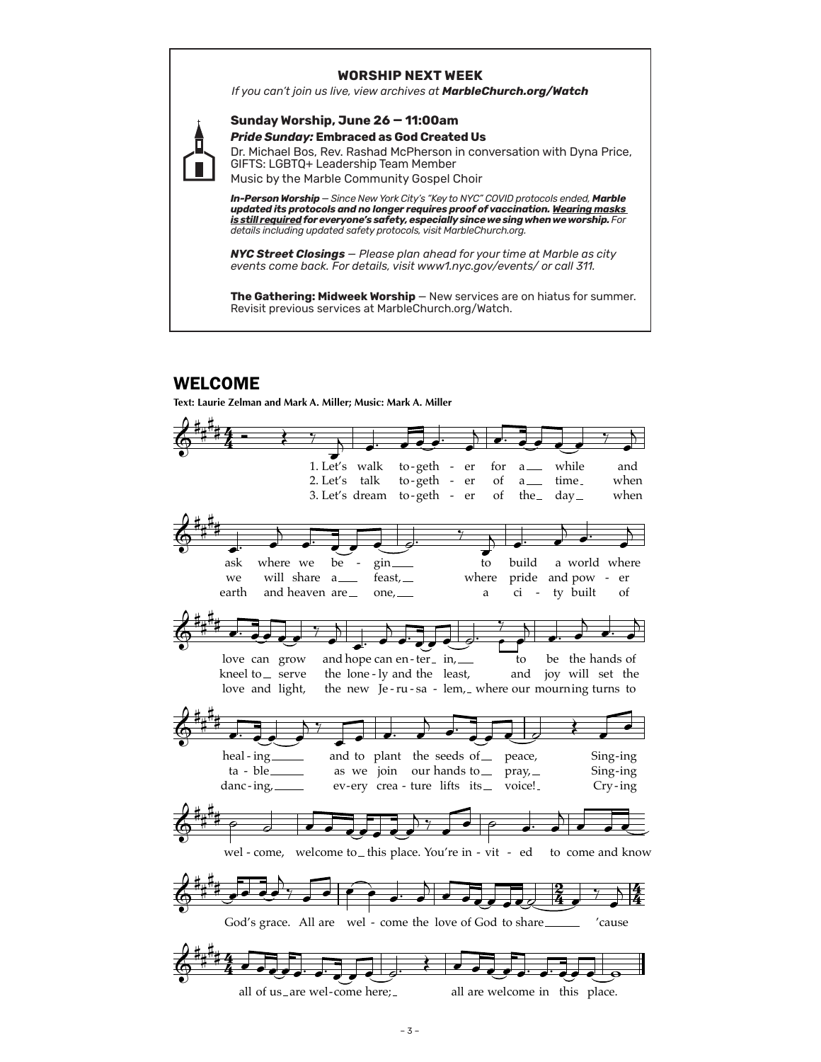## WORSHIP NEXT WEEK

*If you can't join us live, view archives at* ***MarbleChurch.org/Watch***

**Sunday Worship, June 26 — 11:00am**

***Pride Sunday:* Embraced as God Created Us**

Dr. Michael Bos, Rev. Rashad McPherson in conversation with Dyna Price, GIFTS: LGBTQ+ Leadership Team Member

Music by the Marble Community Gospel Choir

***In-Person Worship*** *— Since New York City's "Key to NYC" COVID protocols ended,* ***Marble updated its protocols and no longer requires proof of vaccination. Wearing masks is still required for everyone's safety, especially since we sing when we worship.*** *For details including updated safety protocols, visit MarbleChurch.org.*

***NYC Street Closings*** *— Please plan ahead for your time at Marble as city events come back. For details, visit www1.nyc.gov/events/ or call 311.*

**The Gathering: Midweek Worship** — New services are on hiatus for summer. Revisit previous services at MarbleChurch.org/Watch.

## WELCOME

**Text: Laurie Zelman and Mark A. Miller; Music: Mark A. Miller**

1. Let's walk together for a while and ask where we begin to build a world where love can grow and hope can enter in, to be the hands of healing and to plant the seeds of peace,
2. Let's talk together of a time when we will share a feast, where pride and power kneel to serve the lonely and the least, and joy will set the table as we join our hands to pray,
3. Let's dream together of the day when earth and heaven are one, a city built of love and light, the new Jerusalem, where our mourning turns to dancing, every creature lifts its voice!

Singing / Crying welcome, welcome to this place. You're invited to come and know God's grace. All are welcome the love of God to share 'cause all of us are welcome here; all are welcome in this place.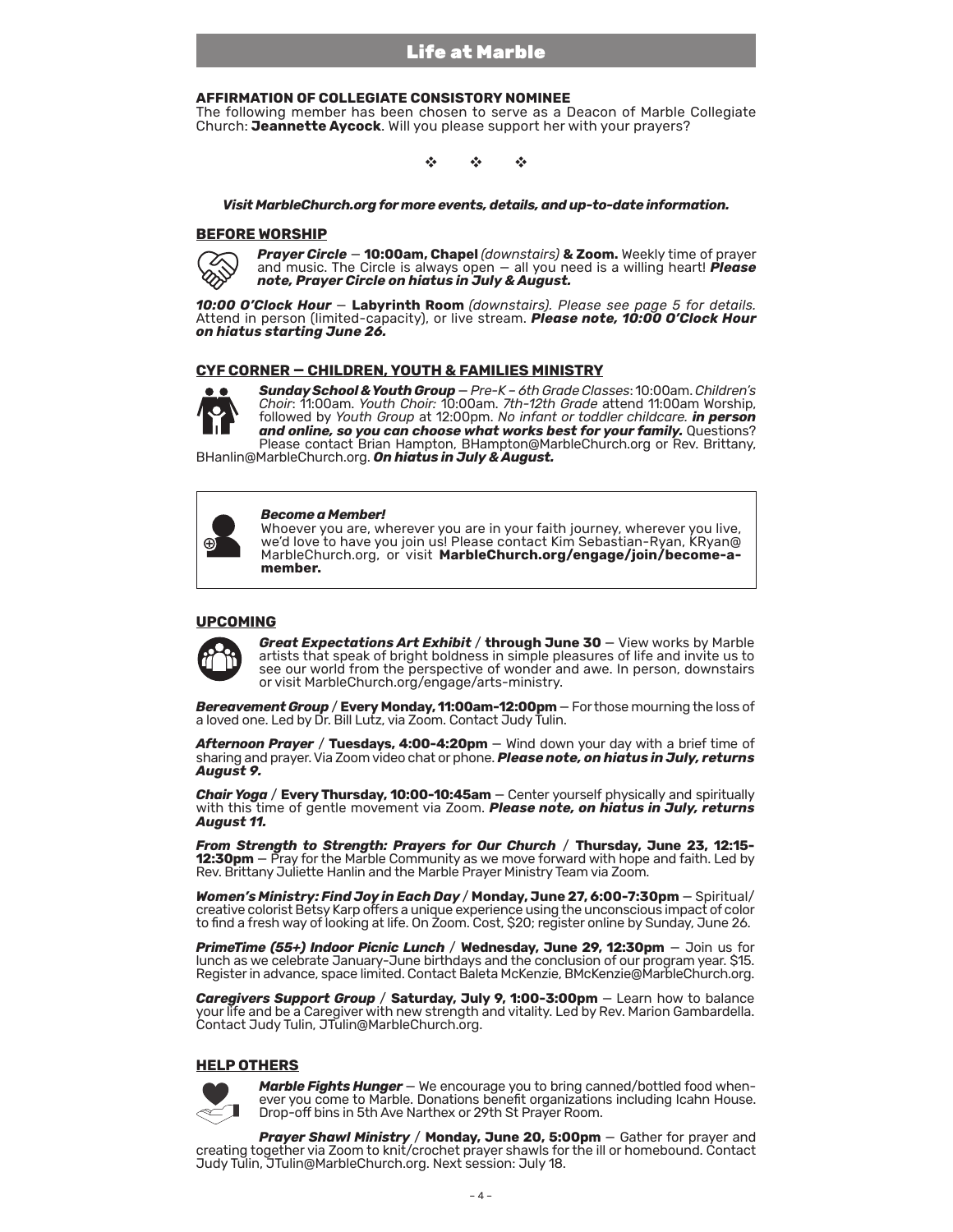# Life at Marble

**AFFIRMATION OF COLLEGIATE CONSISTORY NOMINEE**
The following member has been chosen to serve as a Deacon of Marble Collegiate Church: **Jeannette Aycock**. Will you please support her with your prayers?

❖ ❖ ❖

***Visit MarbleChurch.org for more events, details, and up-to-date information.***

## BEFORE WORSHIP

***Prayer Circle*** — **10:00am, Chapel** *(downstairs)* **& Zoom.** Weekly time of prayer and music. The Circle is always open — all you need is a willing heart! ***Please note, Prayer Circle on hiatus in July & August.***

***10:00 O'Clock Hour*** — **Labyrinth Room** *(downstairs). Please see page 5 for details.* Attend in person (limited-capacity), or live stream. ***Please note, 10:00 O'Clock Hour on hiatus starting June 26.***

## CYF CORNER — CHILDREN, YOUTH & FAMILIES MINISTRY

***Sunday School & Youth Group*** — *Pre-K – 6th Grade Classes*: 10:00am. *Children's Choir*: 11:00am. *Youth Choir:* 10:00am. *7th-12th Grade* attend 11:00am Worship, followed by *Youth Group* at 12:00pm. *No infant or toddler childcare.* ***in person and online, so you can choose what works best for your family.*** Questions? Please contact Brian Hampton, BHampton@MarbleChurch.org or Rev. Brittany, BHanlin@MarbleChurch.org. ***On hiatus in July & August.***

***Become a Member!***
Whoever you are, wherever you are in your faith journey, wherever you live, we'd love to have you join us! Please contact Kim Sebastian-Ryan, KRyan@MarbleChurch.org, or visit **MarbleChurch.org/engage/join/become-a-member.**

## UPCOMING

***Great Expectations Art Exhibit*** / **through June 30** — View works by Marble artists that speak of bright boldness in simple pleasures of life and invite us to see our world from the perspective of wonder and awe. In person, downstairs or visit MarbleChurch.org/engage/arts-ministry.

***Bereavement Group*** / **Every Monday, 11:00am-12:00pm** — For those mourning the loss of a loved one. Led by Dr. Bill Lutz, via Zoom. Contact Judy Tulin.

***Afternoon Prayer*** / **Tuesdays, 4:00-4:20pm** — Wind down your day with a brief time of sharing and prayer. Via Zoom video chat or phone. ***Please note, on hiatus in July, returns August 9.***

***Chair Yoga*** / **Every Thursday, 10:00-10:45am** — Center yourself physically and spiritually with this time of gentle movement via Zoom. ***Please note, on hiatus in July, returns August 11.***

***From Strength to Strength: Prayers for Our Church*** / **Thursday, June 23, 12:15-12:30pm** — Pray for the Marble Community as we move forward with hope and faith. Led by Rev. Brittany Juliette Hanlin and the Marble Prayer Ministry Team via Zoom.

***Women's Ministry: Find Joy in Each Day*** / **Monday, June 27, 6:00-7:30pm** — Spiritual/creative colorist Betsy Karp offers a unique experience using the unconscious impact of color to find a fresh way of looking at life. On Zoom. Cost, $20; register online by Sunday, June 26.

***PrimeTime (55+) Indoor Picnic Lunch*** / **Wednesday, June 29, 12:30pm** — Join us for lunch as we celebrate January-June birthdays and the conclusion of our program year. $15. Register in advance, space limited. Contact Baleta McKenzie, BMcKenzie@MarbleChurch.org.

***Caregivers Support Group*** / **Saturday, July 9, 1:00-3:00pm** — Learn how to balance your life and be a Caregiver with new strength and vitality. Led by Rev. Marion Gambardella. Contact Judy Tulin, JTulin@MarbleChurch.org.

## HELP OTHERS

***Marble Fights Hunger*** — We encourage you to bring canned/bottled food whenever you come to Marble. Donations benefit organizations including Icahn House. Drop-off bins in 5th Ave Narthex or 29th St Prayer Room.

***Prayer Shawl Ministry*** / **Monday, June 20, 5:00pm** — Gather for prayer and creating together via Zoom to knit/crochet prayer shawls for the ill or homebound. Contact Judy Tulin, JTulin@MarbleChurch.org. Next session: July 18.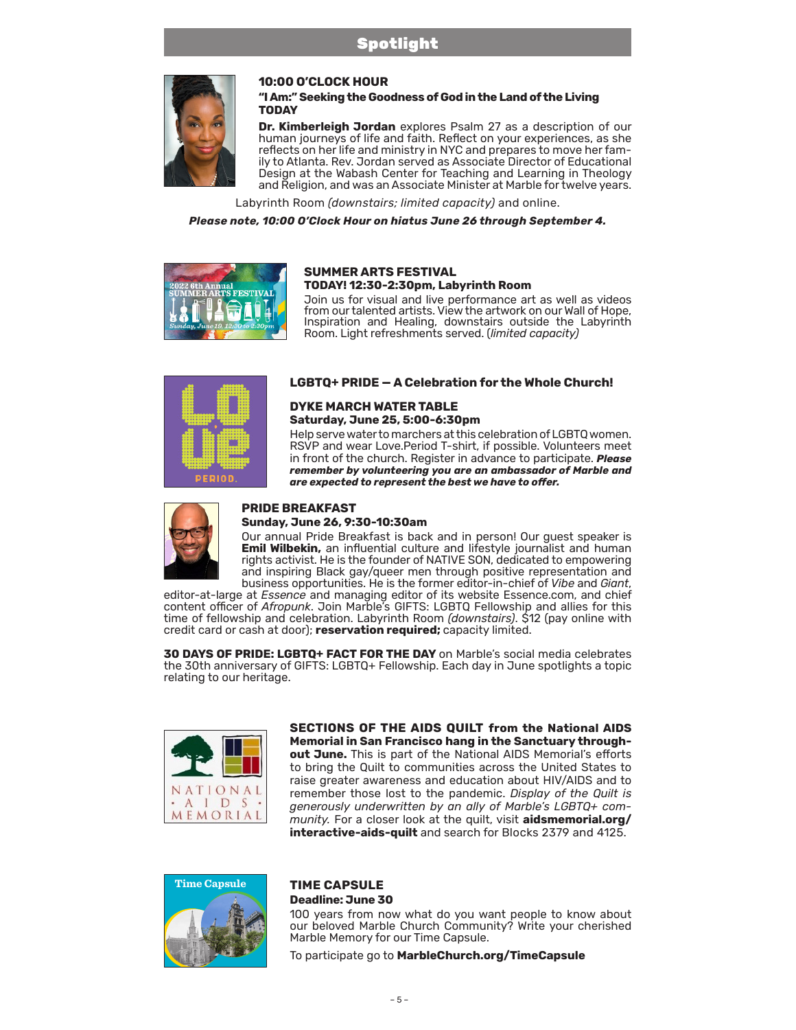# Spotlight

## 10:00 O'CLOCK HOUR

**"I Am:" Seeking the Goodness of God in the Land of the Living**

**TODAY**

**Dr. Kimberleigh Jordan** explores Psalm 27 as a description of our human journeys of life and faith. Reflect on your experiences, as she reflects on her life and ministry in NYC and prepares to move her family to Atlanta. Rev. Jordan served as Associate Director of Educational Design at the Wabash Center for Teaching and Learning in Theology and Religion, and was an Associate Minister at Marble for twelve years.

Labyrinth Room *(downstairs; limited capacity)* and online.

***Please note, 10:00 O'Clock Hour on hiatus June 26 through September 4.***

## SUMMER ARTS FESTIVAL

**TODAY! 12:30-2:30pm, Labyrinth Room**

Join us for visual and live performance art as well as videos from our talented artists. View the artwork on our Wall of Hope, Inspiration and Healing, downstairs outside the Labyrinth Room. Light refreshments served. (*limited capacity)*

## LGBTQ+ PRIDE — A Celebration for the Whole Church!

### DYKE MARCH WATER TABLE

**Saturday, June 25, 5:00-6:30pm**

Help serve water to marchers at this celebration of LGBTQ women. RSVP and wear Love.Period T-shirt, if possible. Volunteers meet in front of the church. Register in advance to participate. ***Please remember by volunteering you are an ambassador of Marble and are expected to represent the best we have to offer.***

### PRIDE BREAKFAST

**Sunday, June 26, 9:30-10:30am**

Our annual Pride Breakfast is back and in person! Our guest speaker is **Emil Wilbekin,** an influential culture and lifestyle journalist and human rights activist. He is the founder of NATIVE SON, dedicated to empowering and inspiring Black gay/queer men through positive representation and business opportunities. He is the former editor-in-chief of *Vibe* and *Giant*, editor-at-large at *Essence* and managing editor of its website Essence.com, and chief content officer of *Afropunk*. Join Marble's GIFTS: LGBTQ Fellowship and allies for this time of fellowship and celebration. Labyrinth Room *(downstairs)*. $12 (pay online with credit card or cash at door); **reservation required;** capacity limited.

**30 DAYS OF PRIDE: LGBTQ+ FACT FOR THE DAY** on Marble's social media celebrates the 30th anniversary of GIFTS: LGBTQ+ Fellowship. Each day in June spotlights a topic relating to our heritage.

**SECTIONS OF THE AIDS QUILT from the National AIDS Memorial in San Francisco hang in the Sanctuary throughout June.** This is part of the National AIDS Memorial's efforts to bring the Quilt to communities across the United States to raise greater awareness and education about HIV/AIDS and to remember those lost to the pandemic. *Display of the Quilt is generously underwritten by an ally of Marble's LGBTQ+ community.* For a closer look at the quilt, visit **aidsmemorial.org/interactive-aids-quilt** and search for Blocks 2379 and 4125.

## TIME CAPSULE

**Deadline: June 30**

100 years from now what do you want people to know about our beloved Marble Church Community? Write your cherished Marble Memory for our Time Capsule.

To participate go to **MarbleChurch.org/TimeCapsule**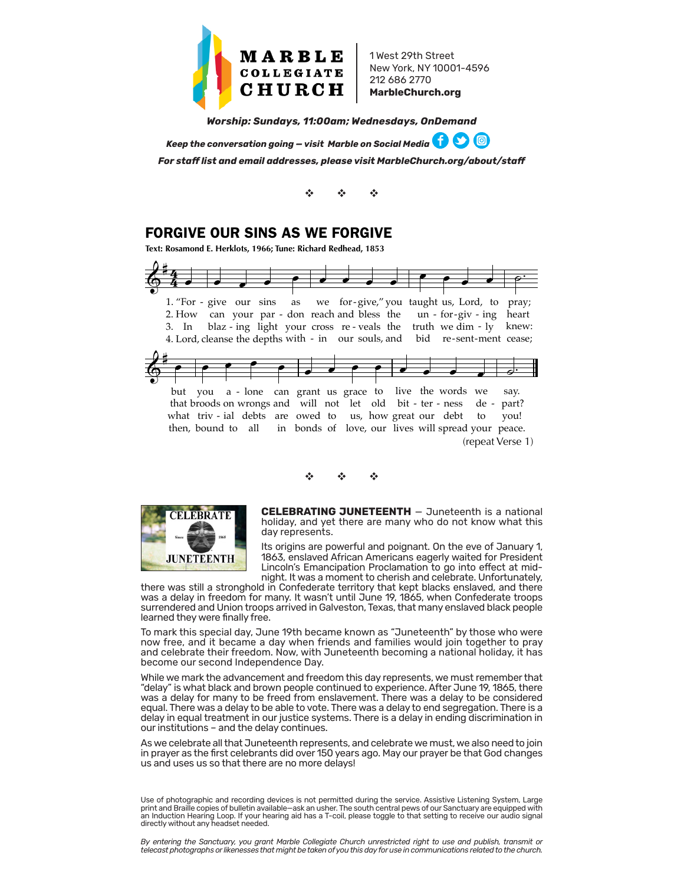**MARBLE COLLEGIATE CHURCH**

1 West 29th Street
New York, NY 10001-4596
212 686 2770
**MarbleChurch.org**

***Worship: Sundays, 11:00am; Wednesdays, OnDemand***

***Keep the conversation going – visit Marble on Social Media***

***For staff list and email addresses, please visit MarbleChurch.org/about/staff***

❖ ❖ ❖

## FORGIVE OUR SINS AS WE FORGIVE

**Text: Rosamond E. Herklots, 1966; Tune: Richard Redhead, 1853**

1. "For - give our sins as we for-give," you taught us, Lord, to pray; but you a - lone can grant us grace to live the words we say.
2. How can your par - don reach and bless the un - for-giv - ing heart that broods on wrongs and will not let old bit - ter - ness de - part?
3. In blaz - ing light your cross re - veals the truth we dim - ly knew: what triv - ial debts are owed to us, how great our debt to you!
4. Lord, cleanse the depths with - in our souls, and bid re-sent-ment cease; then, bound to all in bonds of love, our lives will spread your peace.

(repeat Verse 1)

❖ ❖ ❖

**CELEBRATING JUNETEENTH** – Juneteenth is a national holiday, and yet there are many who do not know what this day represents.

Its origins are powerful and poignant. On the eve of January 1, 1863, enslaved African Americans eagerly waited for President Lincoln's Emancipation Proclamation to go into effect at midnight. It was a moment to cherish and celebrate. Unfortunately, there was still a stronghold in Confederate territory that kept blacks enslaved, and there was a delay in freedom for many. It wasn't until June 19, 1865, when Confederate troops surrendered and Union troops arrived in Galveston, Texas, that many enslaved black people learned they were finally free.

To mark this special day, June 19th became known as "Juneteenth" by those who were now free, and it became a day when friends and families would join together to pray and celebrate their freedom. Now, with Juneteenth becoming a national holiday, it has become our second Independence Day.

While we mark the advancement and freedom this day represents, we must remember that "delay" is what black and brown people continued to experience. After June 19, 1865, there was a delay for many to be freed from enslavement. There was a delay to be considered equal. There was a delay to be able to vote. There was a delay to end segregation. There is a delay in equal treatment in our justice systems. There is a delay in ending discrimination in our institutions – and the delay continues.

As we celebrate all that Juneteenth represents, and celebrate we must, we also need to join in prayer as the first celebrants did over 150 years ago. May our prayer be that God changes us and uses us so that there are no more delays!

Use of photographic and recording devices is not permitted during the service. Assistive Listening System, Large print and Braille copies of bulletin available—ask an usher. The south central pews of our Sanctuary are equipped with an Induction Hearing Loop. If your hearing aid has a T-coil, please toggle to that setting to receive our audio signal directly without any headset needed.

*By entering the Sanctuary, you grant Marble Collegiate Church unrestricted right to use and publish, transmit or telecast photographs or likenesses that might be taken of you this day for use in communications related to the church.*